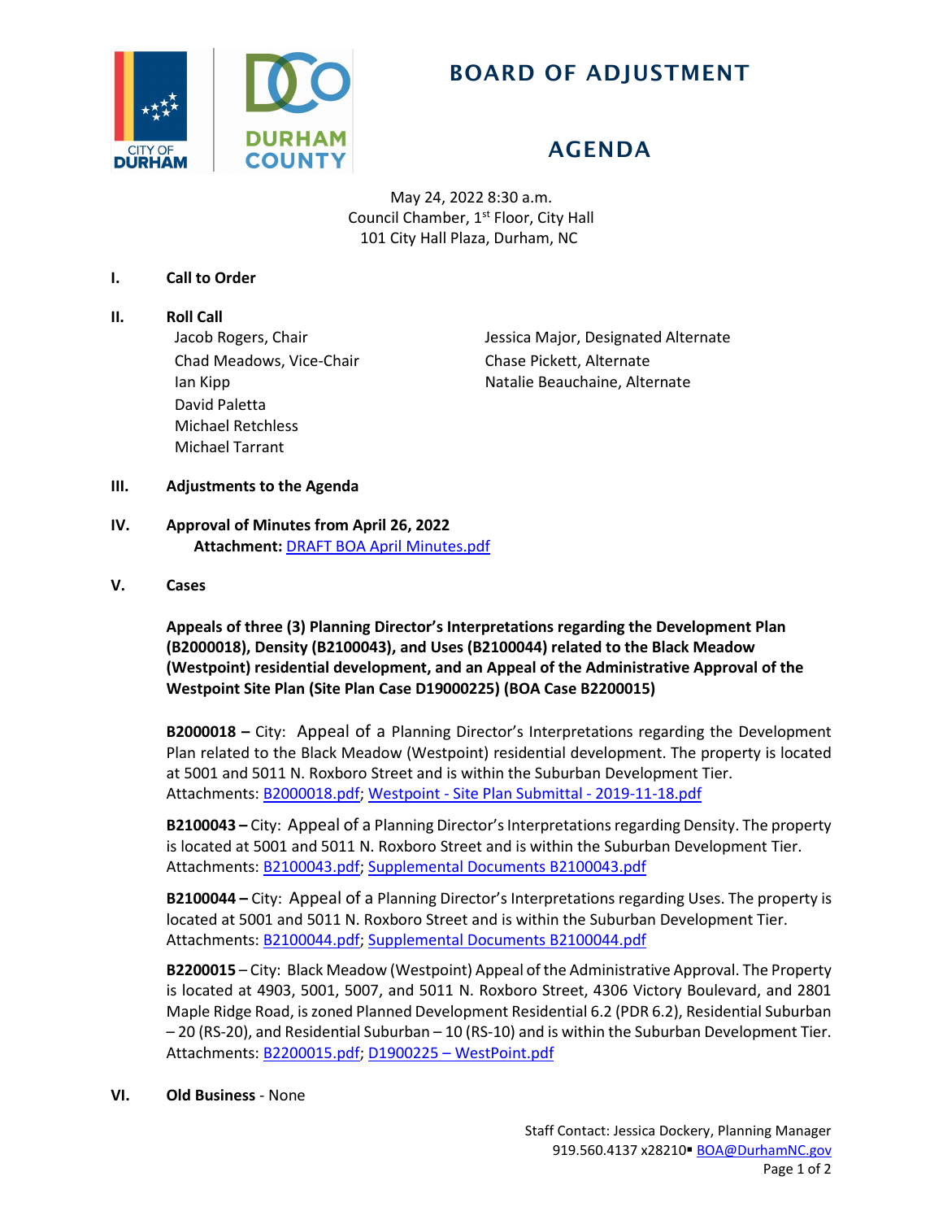# BOARD OF ADJUSTMENT

## AGENDA

May 24, 2022 8:30 a.m.
Council Chamber, 1st Floor, City Hall
101 City Hall Plaza, Durham, NC

**I. Call to Order**

**II. Roll Call**

Jacob Rogers, Chair
Chad Meadows, Vice-Chair
Ian Kipp
David Paletta
Michael Retchless
Michael Tarrant

Jessica Major, Designated Alternate
Chase Pickett, Alternate
Natalie Beauchaine, Alternate

**III. Adjustments to the Agenda**

**IV. Approval of Minutes from April 26, 2022**

**Attachment:** DRAFT BOA April Minutes.pdf

**V. Cases**

**Appeals of three (3) Planning Director's Interpretations regarding the Development Plan (B2000018), Density (B2100043), and Uses (B2100044) related to the Black Meadow (Westpoint) residential development, and an Appeal of the Administrative Approval of the Westpoint Site Plan (Site Plan Case D19000225) (BOA Case B2200015)**

**B2000018 –** City: Appeal of a Planning Director's Interpretations regarding the Development Plan related to the Black Meadow (Westpoint) residential development. The property is located at 5001 and 5011 N. Roxboro Street and is within the Suburban Development Tier.
Attachments: B2000018.pdf; Westpoint - Site Plan Submittal - 2019-11-18.pdf

**B2100043 –** City: Appeal of a Planning Director's Interpretations regarding Density. The property is located at 5001 and 5011 N. Roxboro Street and is within the Suburban Development Tier.
Attachments: B2100043.pdf; Supplemental Documents B2100043.pdf

**B2100044 –** City: Appeal of a Planning Director's Interpretations regarding Uses. The property is located at 5001 and 5011 N. Roxboro Street and is within the Suburban Development Tier.
Attachments: B2100044.pdf; Supplemental Documents B2100044.pdf

**B2200015** – City: Black Meadow (Westpoint) Appeal of the Administrative Approval. The Property is located at 4903, 5001, 5007, and 5011 N. Roxboro Street, 4306 Victory Boulevard, and 2801 Maple Ridge Road, is zoned Planned Development Residential 6.2 (PDR 6.2), Residential Suburban – 20 (RS-20), and Residential Suburban – 10 (RS-10) and is within the Suburban Development Tier.
Attachments: B2200015.pdf; D1900225 – WestPoint.pdf

**VI. Old Business** - None

Staff Contact: Jessica Dockery, Planning Manager
919.560.4137 x28210▪ BOA@DurhamNC.gov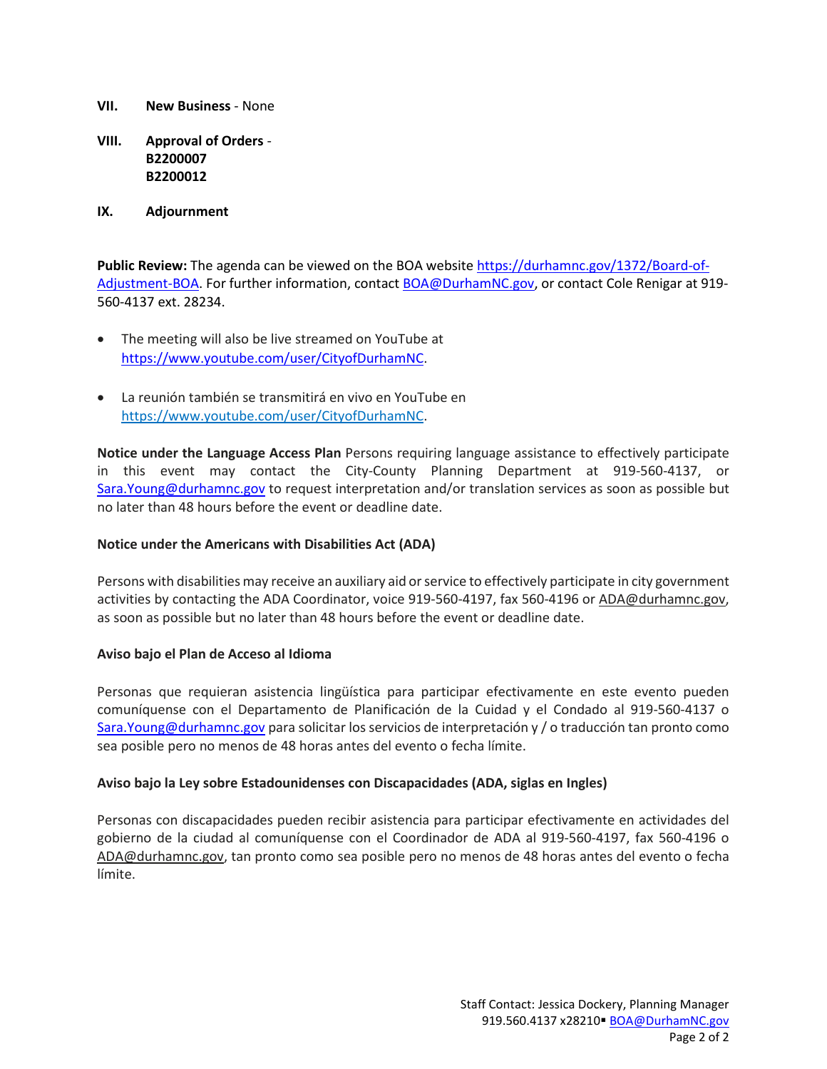**VII. New Business** - None

**VIII. Approval of Orders** -
**B2200007**
**B2200012**

**IX. Adjournment**

**Public Review:** The agenda can be viewed on the BOA website https://durhamnc.gov/1372/Board-of-Adjustment-BOA. For further information, contact BOA@DurhamNC.gov, or contact Cole Renigar at 919-560-4137 ext. 28234.

- The meeting will also be live streamed on YouTube at https://www.youtube.com/user/CityofDurhamNC.
- La reunión también se transmitirá en vivo en YouTube en https://www.youtube.com/user/CityofDurhamNC.

**Notice under the Language Access Plan** Persons requiring language assistance to effectively participate in this event may contact the City-County Planning Department at 919-560-4137, or Sara.Young@durhamnc.gov to request interpretation and/or translation services as soon as possible but no later than 48 hours before the event or deadline date.

**Notice under the Americans with Disabilities Act (ADA)**

Persons with disabilities may receive an auxiliary aid or service to effectively participate in city government activities by contacting the ADA Coordinator, voice 919-560-4197, fax 560-4196 or ADA@durhamnc.gov, as soon as possible but no later than 48 hours before the event or deadline date.

**Aviso bajo el Plan de Acceso al Idioma**

Personas que requieran asistencia lingüística para participar efectivamente en este evento pueden comuníquense con el Departamento de Planificación de la Cuidad y el Condado al 919-560-4137 o Sara.Young@durhamnc.gov para solicitar los servicios de interpretación y / o traducción tan pronto como sea posible pero no menos de 48 horas antes del evento o fecha límite.

**Aviso bajo la Ley sobre Estadounidenses con Discapacidades (ADA, siglas en Ingles)**

Personas con discapacidades pueden recibir asistencia para participar efectivamente en actividades del gobierno de la ciudad al comuníquense con el Coordinador de ADA al 919-560-4197, fax 560-4196 o ADA@durhamnc.gov, tan pronto como sea posible pero no menos de 48 horas antes del evento o fecha límite.

Staff Contact: Jessica Dockery, Planning Manager
919.560.4137 x28210▪ BOA@DurhamNC.gov